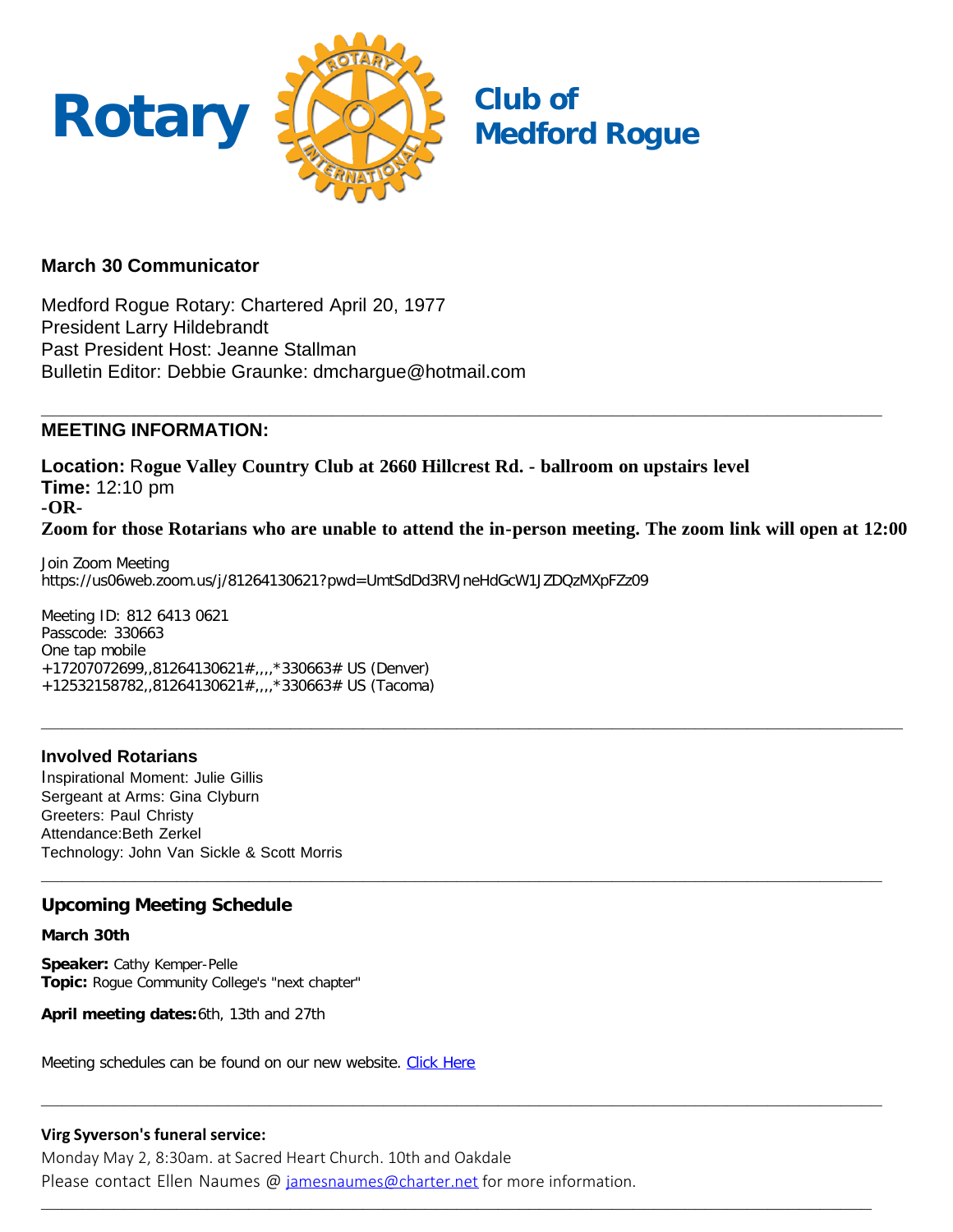# Rotary Club of Medford Rogue

### March 30 Communicator

Medford Rogue Rotary: Chartered April 20, 1977
President Larry Hildebrandt
Past President Host: Jeanne Stallman
Bulletin Editor: Debbie Graunke: dmchargue@hotmail.com

---

### MEETING INFORMATION:

**Location:** **Rogue Valley Country Club at 2660 Hillcrest Rd. - ballroom on upstairs level**
**Time:** 12:10 pm
**-OR-**
**Zoom for those Rotarians who are unable to attend the in-person meeting. The zoom link will open at 12:00**

Join Zoom Meeting
https://us06web.zoom.us/j/81264130621?pwd=UmtSdDd3RVJneHdGcW1JZDQzMXpFZz09

Meeting ID: 812 6413 0621
Passcode: 330663
One tap mobile
+17207072699,,81264130621#,,,,*330663# US (Denver)
+12532158782,,81264130621#,,,,*330663# US (Tacoma)

---

### Involved Rotarians

Inspirational Moment: Julie Gillis
Sergeant at Arms: Gina Clyburn
Greeters: Paul Christy
Attendance:Beth Zerkel
Technology: John Van Sickle & Scott Morris

---

### Upcoming Meeting Schedule

**March 30th**

**Speaker:** Cathy Kemper-Pelle
**Topic:** Rogue Community College's "next chapter"

**April meeting dates:**6th, 13th and 27th

Meeting schedules can be found on our new website. Click Here

---

**Virg Syverson's funeral service:**
Monday May 2, 8:30am. at Sacred Heart Church. 10th and Oakdale
Please contact Ellen Naumes @ jamesnaumes@charter.net for more information.

---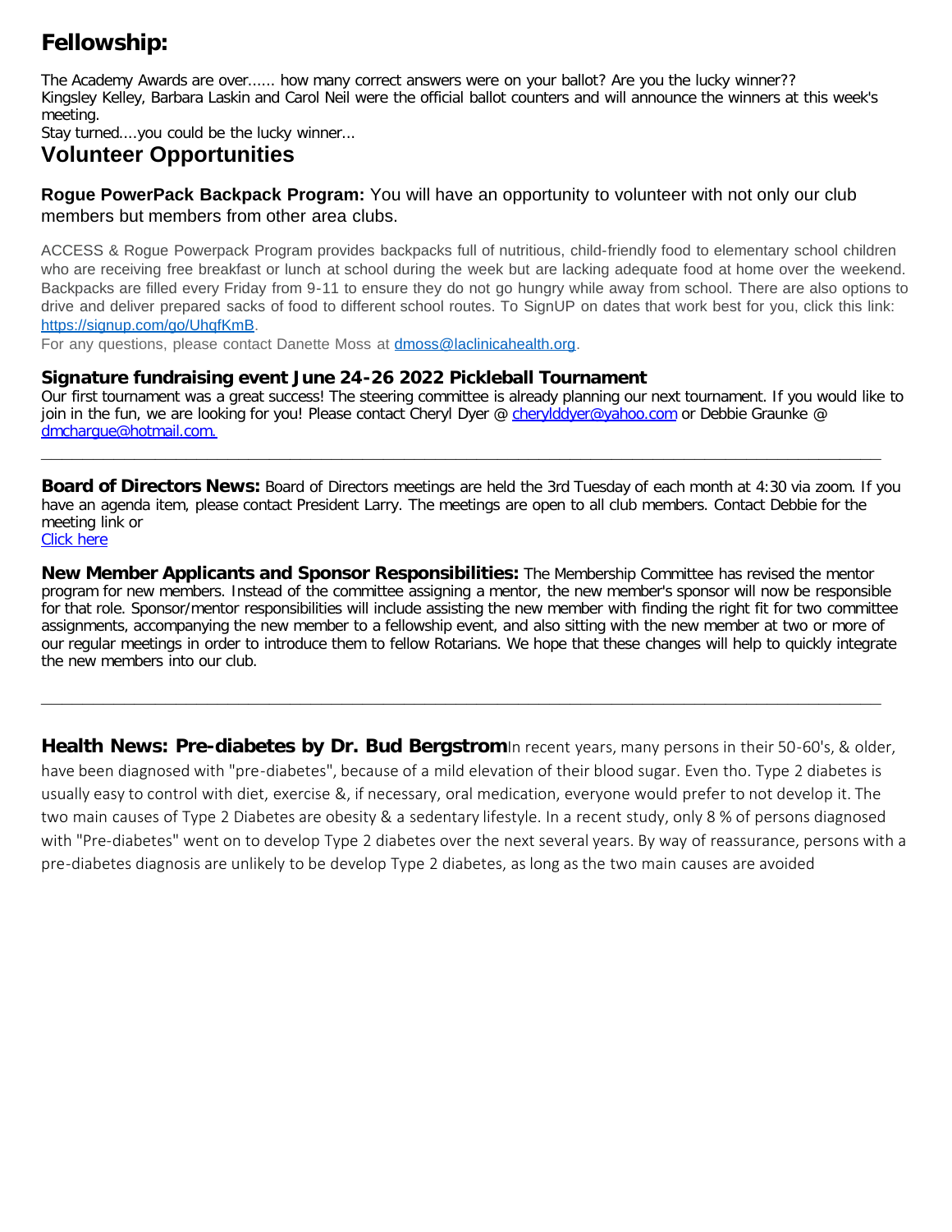## Fellowship:

The Academy Awards are over...... how many correct answers were on your ballot? Are you the lucky winner??
Kingsley Kelley, Barbara Laskin and Carol Neil were the official ballot counters and will announce the winners at this week's meeting.
Stay turned....you could be the lucky winner...

## Volunteer Opportunities

**Rogue PowerPack Backpack Program:** You will have an opportunity to volunteer with not only our club members but members from other area clubs.

ACCESS & Rogue Powerpack Program provides backpacks full of nutritious, child-friendly food to elementary school children who are receiving free breakfast or lunch at school during the week but are lacking adequate food at home over the weekend. Backpacks are filled every Friday from 9-11 to ensure they do not go hungry while away from school. There are also options to drive and deliver prepared sacks of food to different school routes. To SignUP on dates that work best for you, click this link: https://signup.com/go/UhqfKmB.
For any questions, please contact Danette Moss at dmoss@laclinicahealth.org.

**Signature fundraising event June 24-26 2022 Pickleball Tournament**
Our first tournament was a great success! The steering committee is already planning our next tournament. If you would like to join in the fun, we are looking for you! Please contact Cheryl Dyer @ cherylddyer@yahoo.com or Debbie Graunke @ dmchargue@hotmail.com.

---

**Board of Directors News:** Board of Directors meetings are held the 3rd Tuesday of each month at 4:30 via zoom. If you have an agenda item, please contact President Larry. The meetings are open to all club members. Contact Debbie for the meeting link or
Click here

**New Member Applicants and Sponsor Responsibilities:** The Membership Committee has revised the mentor program for new members. Instead of the committee assigning a mentor, the new member's sponsor will now be responsible for that role. Sponsor/mentor responsibilities will include assisting the new member with finding the right fit for two committee assignments, accompanying the new member to a fellowship event, and also sitting with the new member at two or more of our regular meetings in order to introduce them to fellow Rotarians. We hope that these changes will help to quickly integrate the new members into our club.

---

**Health News: Pre-diabetes by Dr. Bud Bergstrom** In recent years, many persons in their 50-60's, & older, have been diagnosed with "pre-diabetes", because of a mild elevation of their blood sugar. Even tho. Type 2 diabetes is usually easy to control with diet, exercise &, if necessary, oral medication, everyone would prefer to not develop it. The two main causes of Type 2 Diabetes are obesity & a sedentary lifestyle. In a recent study, only 8 % of persons diagnosed with "Pre-diabetes" went on to develop Type 2 diabetes over the next several years. By way of reassurance, persons with a pre-diabetes diagnosis are unlikely to be develop Type 2 diabetes, as long as the two main causes are avoided